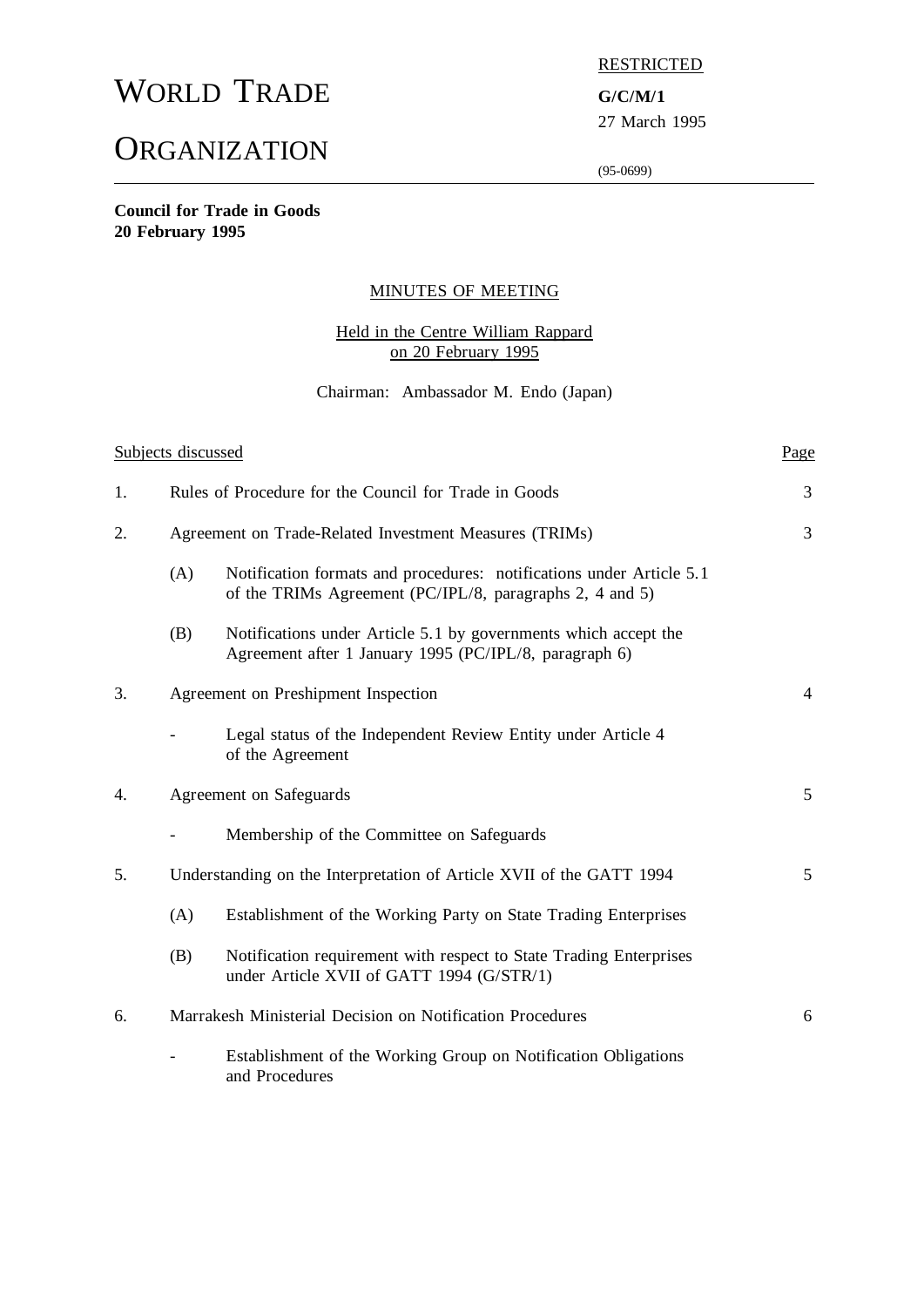# WORLD TRADE ORGANIZATION

RESTRICTED

**G/C/M/1**

27 March 1995

(95-0699)

**Council for Trade in Goods**
**20 February 1995**

## MINUTES OF MEETING

Held in the Centre William Rappard
on 20 February 1995

Chairman: Ambassador M. Endo (Japan)

| Subjects discussed | | | Page |
|---|---|---|---|
| 1. | Rules of Procedure for the Council for Trade in Goods | | 3 |
| 2. | Agreement on Trade-Related Investment Measures (TRIMs) | | 3 |
| | (A) | Notification formats and procedures: notifications under Article 5.1 of the TRIMs Agreement (PC/IPL/8, paragraphs 2, 4 and 5) | |
| | (B) | Notifications under Article 5.1 by governments which accept the Agreement after 1 January 1995 (PC/IPL/8, paragraph 6) | |
| 3. | Agreement on Preshipment Inspection | | 4 |
| | - | Legal status of the Independent Review Entity under Article 4 of the Agreement | |
| 4. | Agreement on Safeguards | | 5 |
| | - | Membership of the Committee on Safeguards | |
| 5. | Understanding on the Interpretation of Article XVII of the GATT 1994 | | 5 |
| | (A) | Establishment of the Working Party on State Trading Enterprises | |
| | (B) | Notification requirement with respect to State Trading Enterprises under Article XVII of GATT 1994 (G/STR/1) | |
| 6. | Marrakesh Ministerial Decision on Notification Procedures | | 6 |
| | - | Establishment of the Working Group on Notification Obligations and Procedures | |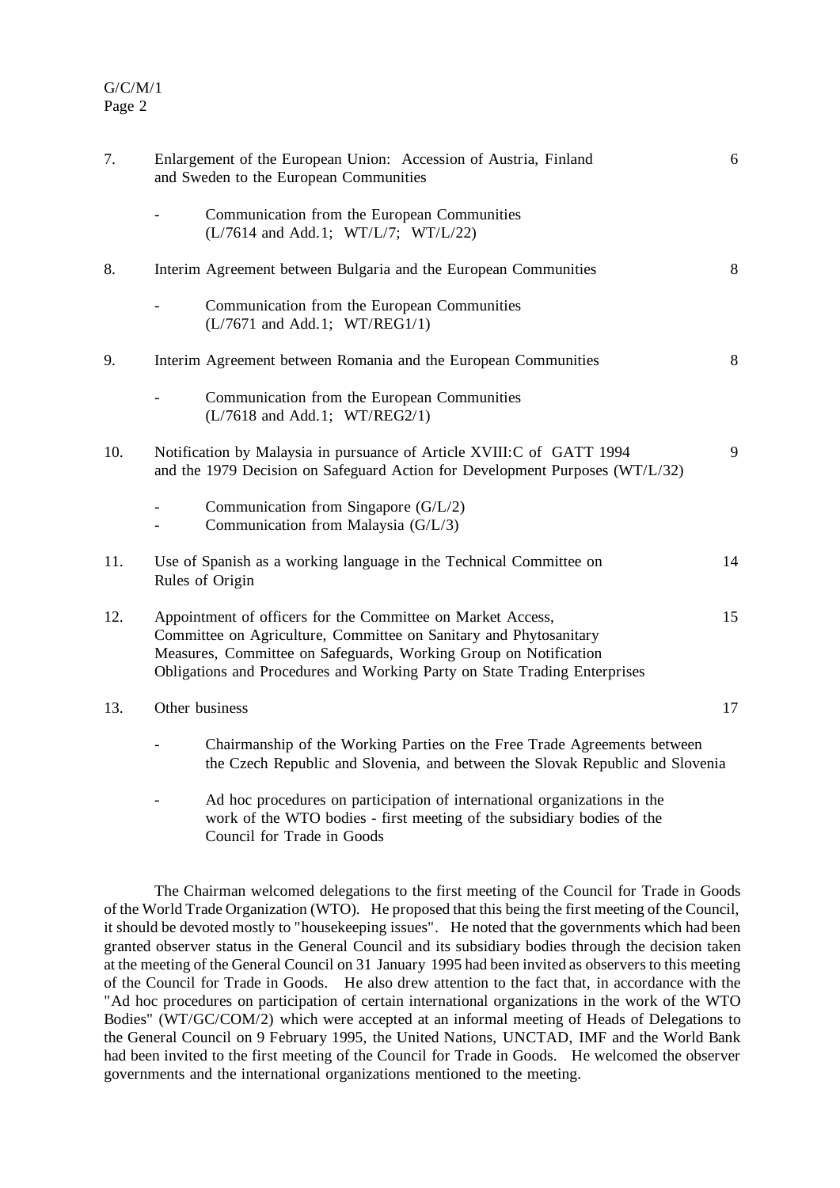| | | |
|---|---|---|
| 7. | Enlargement of the European Union: Accession of Austria, Finland and Sweden to the European Communities | 6 |
| | - Communication from the European Communities (L/7614 and Add.1; WT/L/7; WT/L/22) | |
| 8. | Interim Agreement between Bulgaria and the European Communities | 8 |
| | - Communication from the European Communities (L/7671 and Add.1; WT/REG1/1) | |
| 9. | Interim Agreement between Romania and the European Communities | 8 |
| | - Communication from the European Communities (L/7618 and Add.1; WT/REG2/1) | |
| 10. | Notification by Malaysia in pursuance of Article XVIII:C of GATT 1994 and the 1979 Decision on Safeguard Action for Development Purposes (WT/L/32) | 9 |
| | - Communication from Singapore (G/L/2)<br>- Communication from Malaysia (G/L/3) | |
| 11. | Use of Spanish as a working language in the Technical Committee on Rules of Origin | 14 |
| 12. | Appointment of officers for the Committee on Market Access, Committee on Agriculture, Committee on Sanitary and Phytosanitary Measures, Committee on Safeguards, Working Group on Notification Obligations and Procedures and Working Party on State Trading Enterprises | 15 |
| 13. | Other business | 17 |
| | - Chairmanship of the Working Parties on the Free Trade Agreements between the Czech Republic and Slovenia, and between the Slovak Republic and Slovenia | |
| | - Ad hoc procedures on participation of international organizations in the work of the WTO bodies - first meeting of the subsidiary bodies of the Council for Trade in Goods | |

The Chairman welcomed delegations to the first meeting of the Council for Trade in Goods of the World Trade Organization (WTO). He proposed that this being the first meeting of the Council, it should be devoted mostly to "housekeeping issues". He noted that the governments which had been granted observer status in the General Council and its subsidiary bodies through the decision taken at the meeting of the General Council on 31 January 1995 had been invited as observers to this meeting of the Council for Trade in Goods. He also drew attention to the fact that, in accordance with the "Ad hoc procedures on participation of certain international organizations in the work of the WTO Bodies" (WT/GC/COM/2) which were accepted at an informal meeting of Heads of Delegations to the General Council on 9 February 1995, the United Nations, UNCTAD, IMF and the World Bank had been invited to the first meeting of the Council for Trade in Goods. He welcomed the observer governments and the international organizations mentioned to the meeting.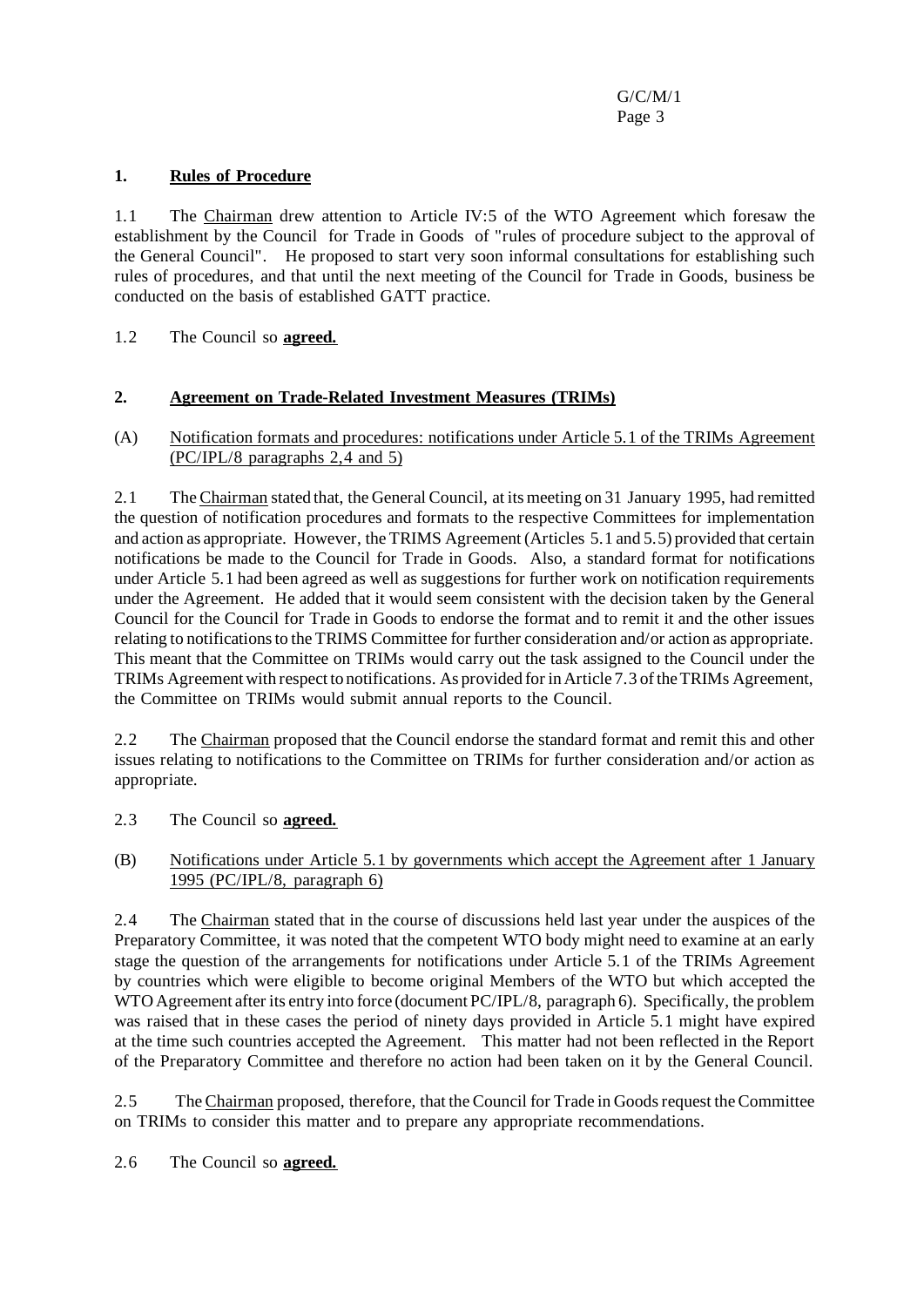## 1. Rules of Procedure

1.1 The Chairman drew attention to Article IV:5 of the WTO Agreement which foresaw the establishment by the Council for Trade in Goods of "rules of procedure subject to the approval of the General Council". He proposed to start very soon informal consultations for establishing such rules of procedures, and that until the next meeting of the Council for Trade in Goods, business be conducted on the basis of established GATT practice.

1.2 The Council so **agreed.**

## 2. Agreement on Trade-Related Investment Measures (TRIMs)

(A) Notification formats and procedures: notifications under Article 5.1 of the TRIMs Agreement (PC/IPL/8 paragraphs 2,4 and 5)

2.1 The Chairman stated that, the General Council, at its meeting on 31 January 1995, had remitted the question of notification procedures and formats to the respective Committees for implementation and action as appropriate. However, the TRIMS Agreement (Articles 5.1 and 5.5) provided that certain notifications be made to the Council for Trade in Goods. Also, a standard format for notifications under Article 5.1 had been agreed as well as suggestions for further work on notification requirements under the Agreement. He added that it would seem consistent with the decision taken by the General Council for the Council for Trade in Goods to endorse the format and to remit it and the other issues relating to notifications to the TRIMS Committee for further consideration and/or action as appropriate. This meant that the Committee on TRIMs would carry out the task assigned to the Council under the TRIMs Agreement with respect to notifications. As provided for in Article 7.3 of the TRIMs Agreement, the Committee on TRIMs would submit annual reports to the Council.

2.2 The Chairman proposed that the Council endorse the standard format and remit this and other issues relating to notifications to the Committee on TRIMs for further consideration and/or action as appropriate.

2.3 The Council so **agreed.**

(B) Notifications under Article 5.1 by governments which accept the Agreement after 1 January 1995 (PC/IPL/8, paragraph 6)

2.4 The Chairman stated that in the course of discussions held last year under the auspices of the Preparatory Committee, it was noted that the competent WTO body might need to examine at an early stage the question of the arrangements for notifications under Article 5.1 of the TRIMs Agreement by countries which were eligible to become original Members of the WTO but which accepted the WTO Agreement after its entry into force (document PC/IPL/8, paragraph 6). Specifically, the problem was raised that in these cases the period of ninety days provided in Article 5.1 might have expired at the time such countries accepted the Agreement. This matter had not been reflected in the Report of the Preparatory Committee and therefore no action had been taken on it by the General Council.

2.5 The Chairman proposed, therefore, that the Council for Trade in Goods request the Committee on TRIMs to consider this matter and to prepare any appropriate recommendations.

2.6 The Council so **agreed.**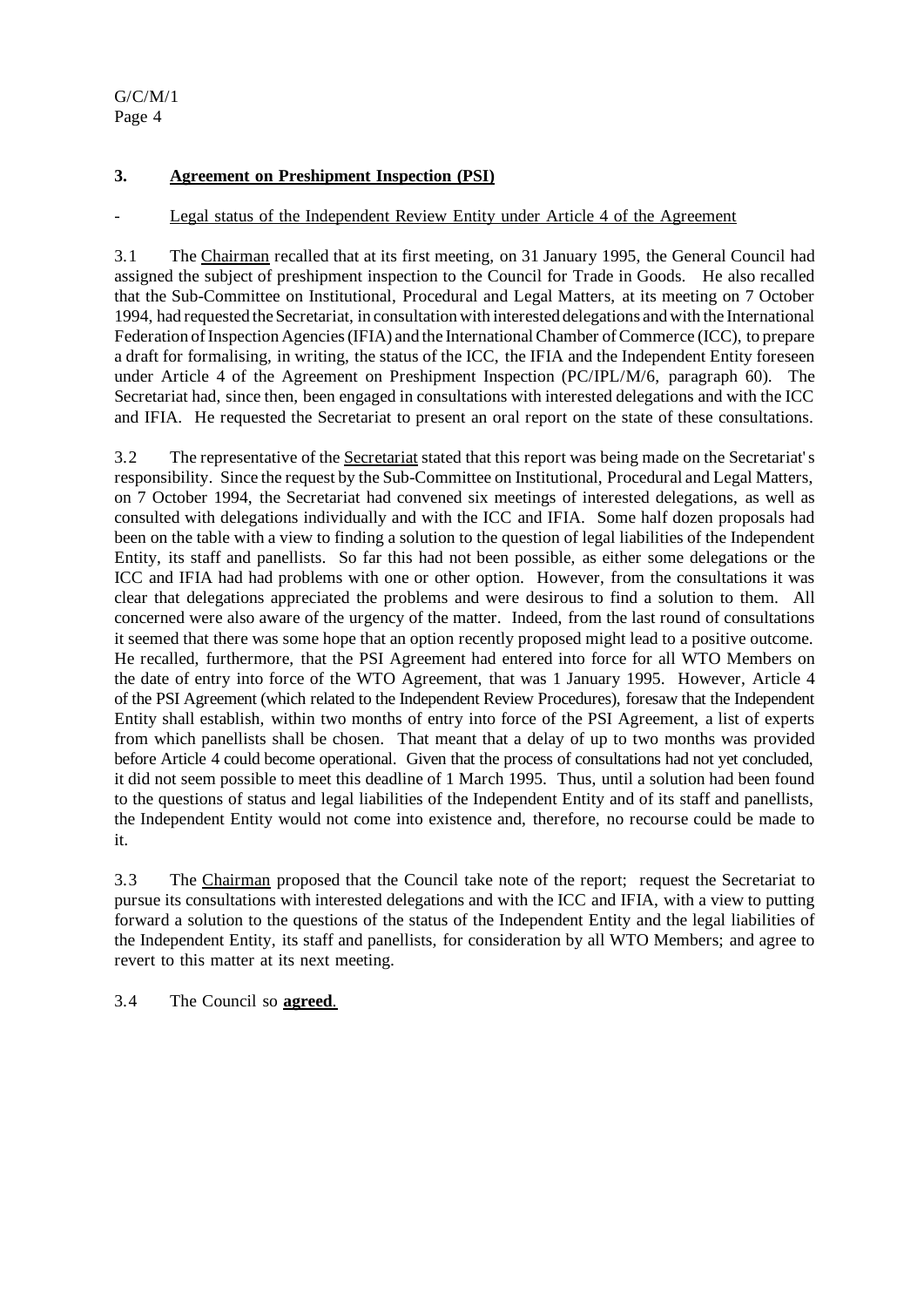## 3. Agreement on Preshipment Inspection (PSI)

- Legal status of the Independent Review Entity under Article 4 of the Agreement

3.1 The Chairman recalled that at its first meeting, on 31 January 1995, the General Council had assigned the subject of preshipment inspection to the Council for Trade in Goods. He also recalled that the Sub-Committee on Institutional, Procedural and Legal Matters, at its meeting on 7 October 1994, had requested the Secretariat, in consultation with interested delegations and with the International Federation of Inspection Agencies (IFIA) and the International Chamber of Commerce (ICC), to prepare a draft for formalising, in writing, the status of the ICC, the IFIA and the Independent Entity foreseen under Article 4 of the Agreement on Preshipment Inspection (PC/IPL/M/6, paragraph 60). The Secretariat had, since then, been engaged in consultations with interested delegations and with the ICC and IFIA. He requested the Secretariat to present an oral report on the state of these consultations.

3.2 The representative of the Secretariat stated that this report was being made on the Secretariat's responsibility. Since the request by the Sub-Committee on Institutional, Procedural and Legal Matters, on 7 October 1994, the Secretariat had convened six meetings of interested delegations, as well as consulted with delegations individually and with the ICC and IFIA. Some half dozen proposals had been on the table with a view to finding a solution to the question of legal liabilities of the Independent Entity, its staff and panellists. So far this had not been possible, as either some delegations or the ICC and IFIA had had problems with one or other option. However, from the consultations it was clear that delegations appreciated the problems and were desirous to find a solution to them. All concerned were also aware of the urgency of the matter. Indeed, from the last round of consultations it seemed that there was some hope that an option recently proposed might lead to a positive outcome. He recalled, furthermore, that the PSI Agreement had entered into force for all WTO Members on the date of entry into force of the WTO Agreement, that was 1 January 1995. However, Article 4 of the PSI Agreement (which related to the Independent Review Procedures), foresaw that the Independent Entity shall establish, within two months of entry into force of the PSI Agreement, a list of experts from which panellists shall be chosen. That meant that a delay of up to two months was provided before Article 4 could become operational. Given that the process of consultations had not yet concluded, it did not seem possible to meet this deadline of 1 March 1995. Thus, until a solution had been found to the questions of status and legal liabilities of the Independent Entity and of its staff and panellists, the Independent Entity would not come into existence and, therefore, no recourse could be made to it.

3.3 The Chairman proposed that the Council take note of the report; request the Secretariat to pursue its consultations with interested delegations and with the ICC and IFIA, with a view to putting forward a solution to the questions of the status of the Independent Entity and the legal liabilities of the Independent Entity, its staff and panellists, for consideration by all WTO Members; and agree to revert to this matter at its next meeting.

3.4 The Council so **agreed**.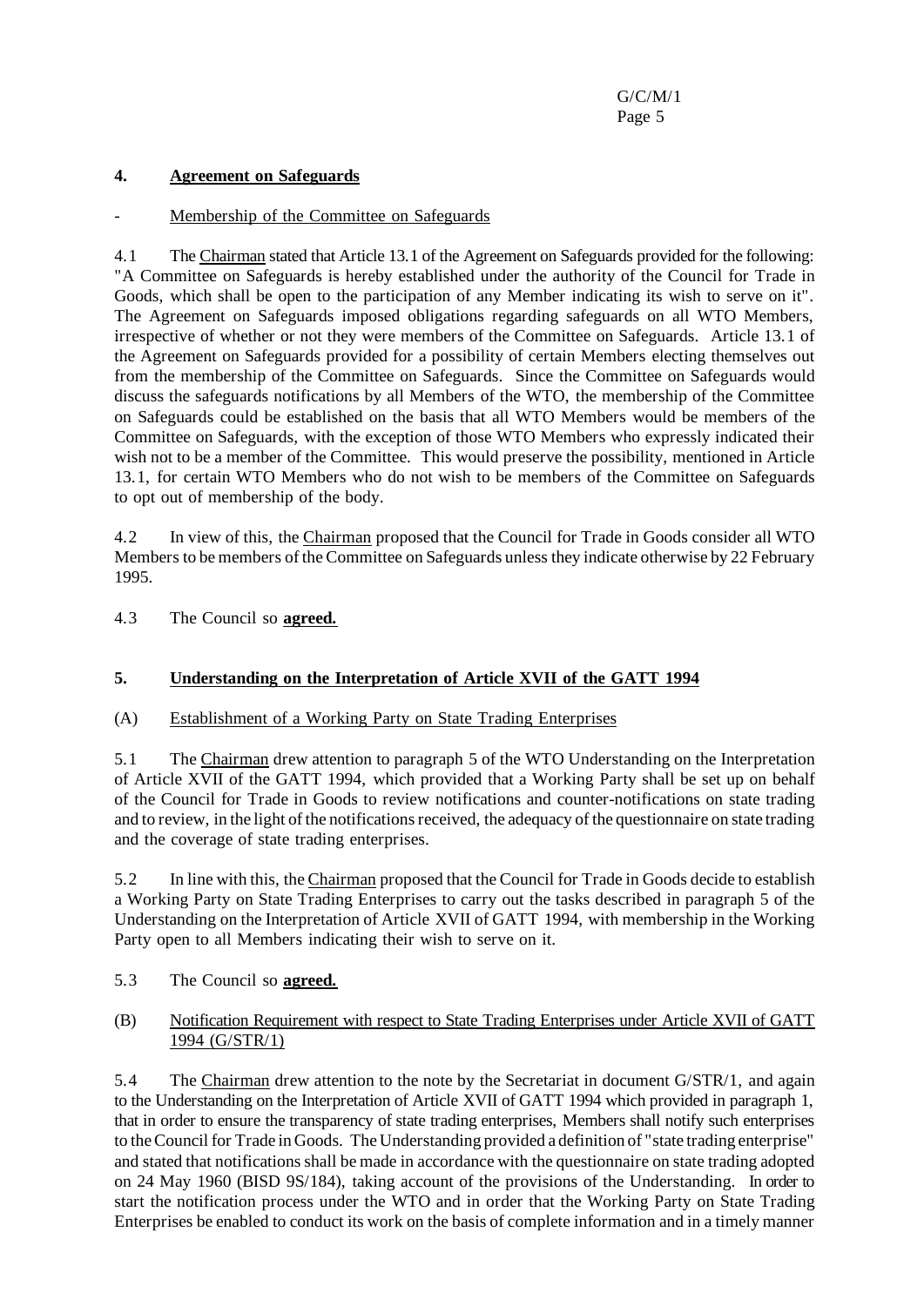## 4. Agreement on Safeguards

- Membership of the Committee on Safeguards

4.1 The Chairman stated that Article 13.1 of the Agreement on Safeguards provided for the following: "A Committee on Safeguards is hereby established under the authority of the Council for Trade in Goods, which shall be open to the participation of any Member indicating its wish to serve on it". The Agreement on Safeguards imposed obligations regarding safeguards on all WTO Members, irrespective of whether or not they were members of the Committee on Safeguards. Article 13.1 of the Agreement on Safeguards provided for a possibility of certain Members electing themselves out from the membership of the Committee on Safeguards. Since the Committee on Safeguards would discuss the safeguards notifications by all Members of the WTO, the membership of the Committee on Safeguards could be established on the basis that all WTO Members would be members of the Committee on Safeguards, with the exception of those WTO Members who expressly indicated their wish not to be a member of the Committee. This would preserve the possibility, mentioned in Article 13.1, for certain WTO Members who do not wish to be members of the Committee on Safeguards to opt out of membership of the body.

4.2 In view of this, the Chairman proposed that the Council for Trade in Goods consider all WTO Members to be members of the Committee on Safeguards unless they indicate otherwise by 22 February 1995.

4.3 The Council so **agreed.**

## 5. Understanding on the Interpretation of Article XVII of the GATT 1994

(A) Establishment of a Working Party on State Trading Enterprises

5.1 The Chairman drew attention to paragraph 5 of the WTO Understanding on the Interpretation of Article XVII of the GATT 1994, which provided that a Working Party shall be set up on behalf of the Council for Trade in Goods to review notifications and counter-notifications on state trading and to review, in the light of the notifications received, the adequacy of the questionnaire on state trading and the coverage of state trading enterprises.

5.2 In line with this, the Chairman proposed that the Council for Trade in Goods decide to establish a Working Party on State Trading Enterprises to carry out the tasks described in paragraph 5 of the Understanding on the Interpretation of Article XVII of GATT 1994, with membership in the Working Party open to all Members indicating their wish to serve on it.

5.3 The Council so **agreed.**

(B) Notification Requirement with respect to State Trading Enterprises under Article XVII of GATT 1994 (G/STR/1)

5.4 The Chairman drew attention to the note by the Secretariat in document G/STR/1, and again to the Understanding on the Interpretation of Article XVII of GATT 1994 which provided in paragraph 1, that in order to ensure the transparency of state trading enterprises, Members shall notify such enterprises to the Council for Trade in Goods. The Understanding provided a definition of "state trading enterprise" and stated that notifications shall be made in accordance with the questionnaire on state trading adopted on 24 May 1960 (BISD 9S/184), taking account of the provisions of the Understanding. In order to start the notification process under the WTO and in order that the Working Party on State Trading Enterprises be enabled to conduct its work on the basis of complete information and in a timely manner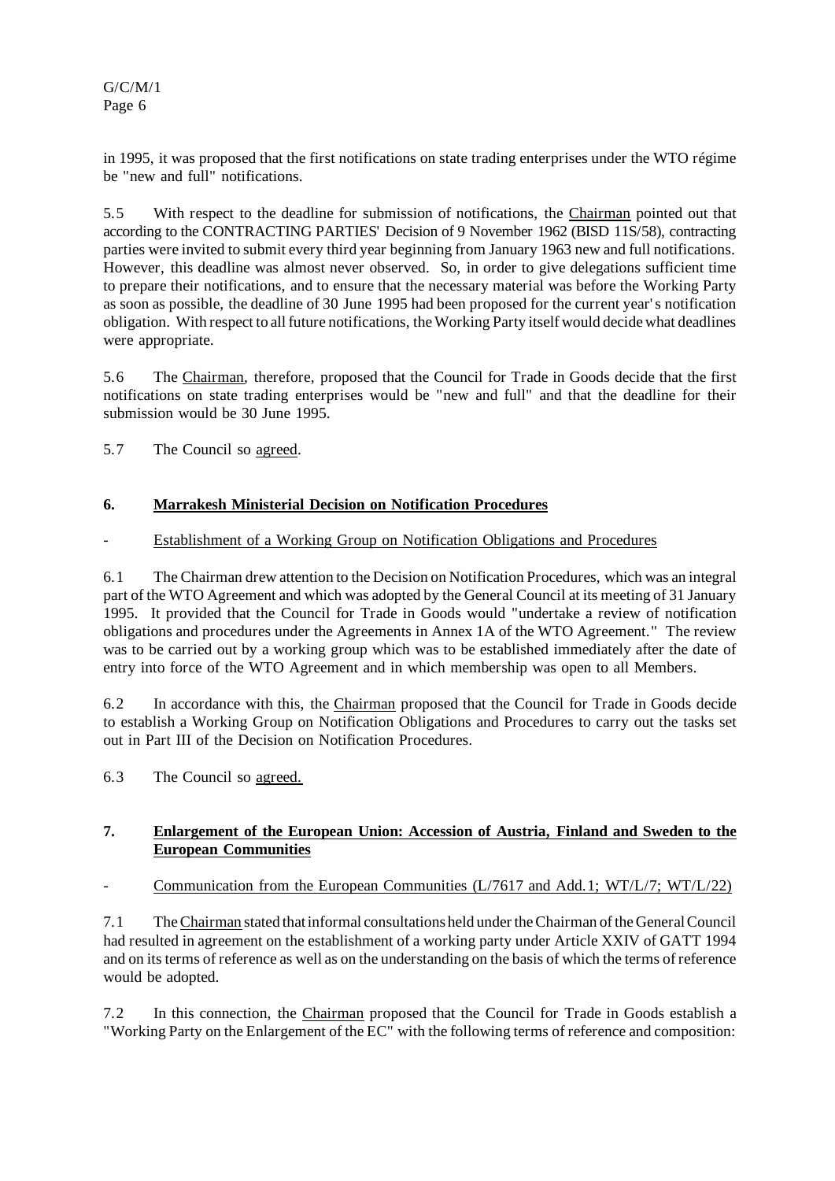in 1995, it was proposed that the first notifications on state trading enterprises under the WTO régime be "new and full" notifications.

5.5 With respect to the deadline for submission of notifications, the Chairman pointed out that according to the CONTRACTING PARTIES' Decision of 9 November 1962 (BISD 11S/58), contracting parties were invited to submit every third year beginning from January 1963 new and full notifications. However, this deadline was almost never observed. So, in order to give delegations sufficient time to prepare their notifications, and to ensure that the necessary material was before the Working Party as soon as possible, the deadline of 30 June 1995 had been proposed for the current year's notification obligation. With respect to all future notifications, the Working Party itself would decide what deadlines were appropriate.

5.6 The Chairman, therefore, proposed that the Council for Trade in Goods decide that the first notifications on state trading enterprises would be "new and full" and that the deadline for their submission would be 30 June 1995.

5.7 The Council so agreed.

## 6. Marrakesh Ministerial Decision on Notification Procedures

- Establishment of a Working Group on Notification Obligations and Procedures

6.1 The Chairman drew attention to the Decision on Notification Procedures, which was an integral part of the WTO Agreement and which was adopted by the General Council at its meeting of 31 January 1995. It provided that the Council for Trade in Goods would "undertake a review of notification obligations and procedures under the Agreements in Annex 1A of the WTO Agreement." The review was to be carried out by a working group which was to be established immediately after the date of entry into force of the WTO Agreement and in which membership was open to all Members.

6.2 In accordance with this, the Chairman proposed that the Council for Trade in Goods decide to establish a Working Group on Notification Obligations and Procedures to carry out the tasks set out in Part III of the Decision on Notification Procedures.

6.3 The Council so agreed.

## 7. Enlargement of the European Union: Accession of Austria, Finland and Sweden to the European Communities

- Communication from the European Communities (L/7617 and Add.1; WT/L/7; WT/L/22)

7.1 The Chairman stated that informal consultations held under the Chairman of the General Council had resulted in agreement on the establishment of a working party under Article XXIV of GATT 1994 and on its terms of reference as well as on the understanding on the basis of which the terms of reference would be adopted.

7.2 In this connection, the Chairman proposed that the Council for Trade in Goods establish a "Working Party on the Enlargement of the EC" with the following terms of reference and composition: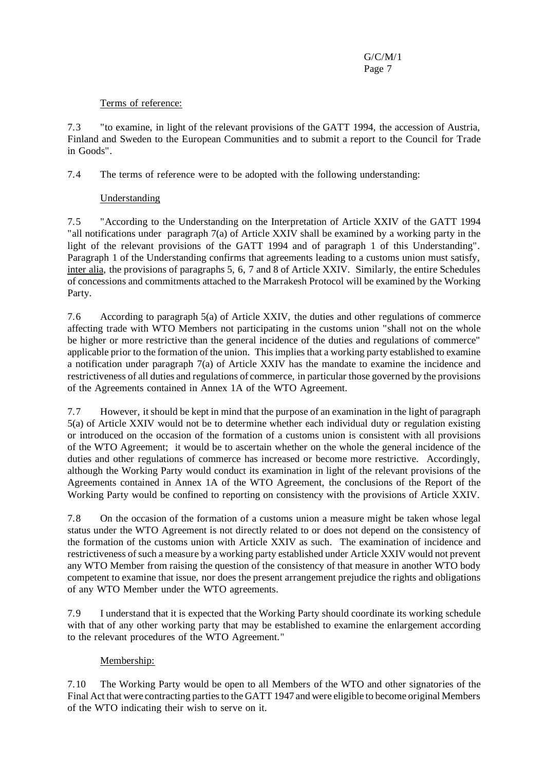Terms of reference:

7.3 "to examine, in light of the relevant provisions of the GATT 1994, the accession of Austria, Finland and Sweden to the European Communities and to submit a report to the Council for Trade in Goods".

7.4 The terms of reference were to be adopted with the following understanding:

Understanding

7.5 "According to the Understanding on the Interpretation of Article XXIV of the GATT 1994 "all notifications under paragraph 7(a) of Article XXIV shall be examined by a working party in the light of the relevant provisions of the GATT 1994 and of paragraph 1 of this Understanding". Paragraph 1 of the Understanding confirms that agreements leading to a customs union must satisfy, inter alia, the provisions of paragraphs 5, 6, 7 and 8 of Article XXIV. Similarly, the entire Schedules of concessions and commitments attached to the Marrakesh Protocol will be examined by the Working Party.

7.6 According to paragraph 5(a) of Article XXIV, the duties and other regulations of commerce affecting trade with WTO Members not participating in the customs union "shall not on the whole be higher or more restrictive than the general incidence of the duties and regulations of commerce" applicable prior to the formation of the union. This implies that a working party established to examine a notification under paragraph 7(a) of Article XXIV has the mandate to examine the incidence and restrictiveness of all duties and regulations of commerce, in particular those governed by the provisions of the Agreements contained in Annex 1A of the WTO Agreement.

7.7 However, it should be kept in mind that the purpose of an examination in the light of paragraph 5(a) of Article XXIV would not be to determine whether each individual duty or regulation existing or introduced on the occasion of the formation of a customs union is consistent with all provisions of the WTO Agreement; it would be to ascertain whether on the whole the general incidence of the duties and other regulations of commerce has increased or become more restrictive. Accordingly, although the Working Party would conduct its examination in light of the relevant provisions of the Agreements contained in Annex 1A of the WTO Agreement, the conclusions of the Report of the Working Party would be confined to reporting on consistency with the provisions of Article XXIV.

7.8 On the occasion of the formation of a customs union a measure might be taken whose legal status under the WTO Agreement is not directly related to or does not depend on the consistency of the formation of the customs union with Article XXIV as such. The examination of incidence and restrictiveness of such a measure by a working party established under Article XXIV would not prevent any WTO Member from raising the question of the consistency of that measure in another WTO body competent to examine that issue, nor does the present arrangement prejudice the rights and obligations of any WTO Member under the WTO agreements.

7.9 I understand that it is expected that the Working Party should coordinate its working schedule with that of any other working party that may be established to examine the enlargement according to the relevant procedures of the WTO Agreement."

Membership:

7.10 The Working Party would be open to all Members of the WTO and other signatories of the Final Act that were contracting parties to the GATT 1947 and were eligible to become original Members of the WTO indicating their wish to serve on it.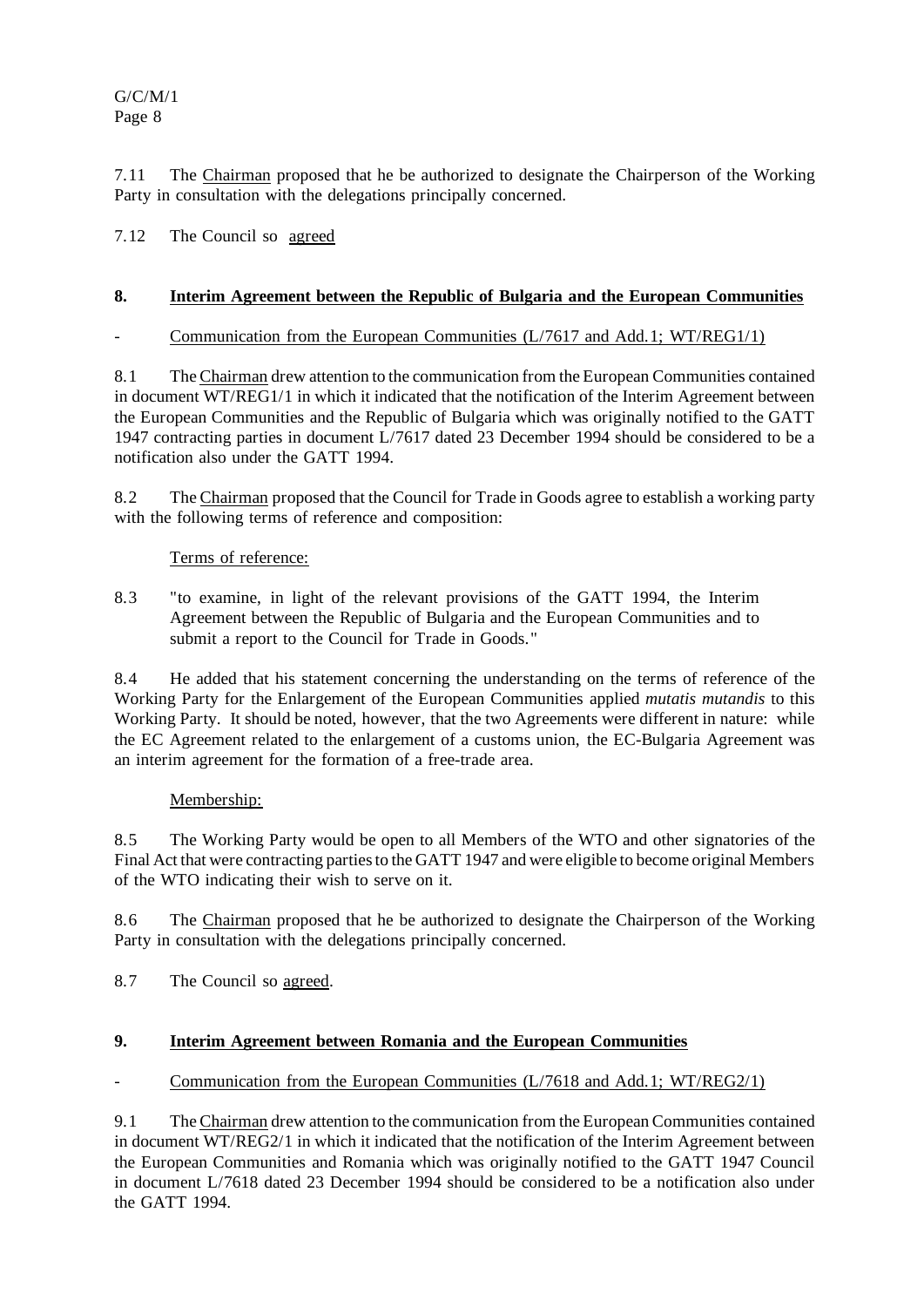7.11 The Chairman proposed that he be authorized to designate the Chairperson of the Working Party in consultation with the delegations principally concerned.

7.12 The Council so agreed

## 8. Interim Agreement between the Republic of Bulgaria and the European Communities

- Communication from the European Communities (L/7617 and Add.1; WT/REG1/1)

8.1 The Chairman drew attention to the communication from the European Communities contained in document WT/REG1/1 in which it indicated that the notification of the Interim Agreement between the European Communities and the Republic of Bulgaria which was originally notified to the GATT 1947 contracting parties in document L/7617 dated 23 December 1994 should be considered to be a notification also under the GATT 1994.

8.2 The Chairman proposed that the Council for Trade in Goods agree to establish a working party with the following terms of reference and composition:

Terms of reference:

8.3 "to examine, in light of the relevant provisions of the GATT 1994, the Interim Agreement between the Republic of Bulgaria and the European Communities and to submit a report to the Council for Trade in Goods."

8.4 He added that his statement concerning the understanding on the terms of reference of the Working Party for the Enlargement of the European Communities applied *mutatis mutandis* to this Working Party. It should be noted, however, that the two Agreements were different in nature: while the EC Agreement related to the enlargement of a customs union, the EC-Bulgaria Agreement was an interim agreement for the formation of a free-trade area.

Membership:

8.5 The Working Party would be open to all Members of the WTO and other signatories of the Final Act that were contracting parties to the GATT 1947 and were eligible to become original Members of the WTO indicating their wish to serve on it.

8.6 The Chairman proposed that he be authorized to designate the Chairperson of the Working Party in consultation with the delegations principally concerned.

8.7 The Council so agreed.

## 9. Interim Agreement between Romania and the European Communities

- Communication from the European Communities (L/7618 and Add.1; WT/REG2/1)

9.1 The Chairman drew attention to the communication from the European Communities contained in document WT/REG2/1 in which it indicated that the notification of the Interim Agreement between the European Communities and Romania which was originally notified to the GATT 1947 Council in document L/7618 dated 23 December 1994 should be considered to be a notification also under the GATT 1994.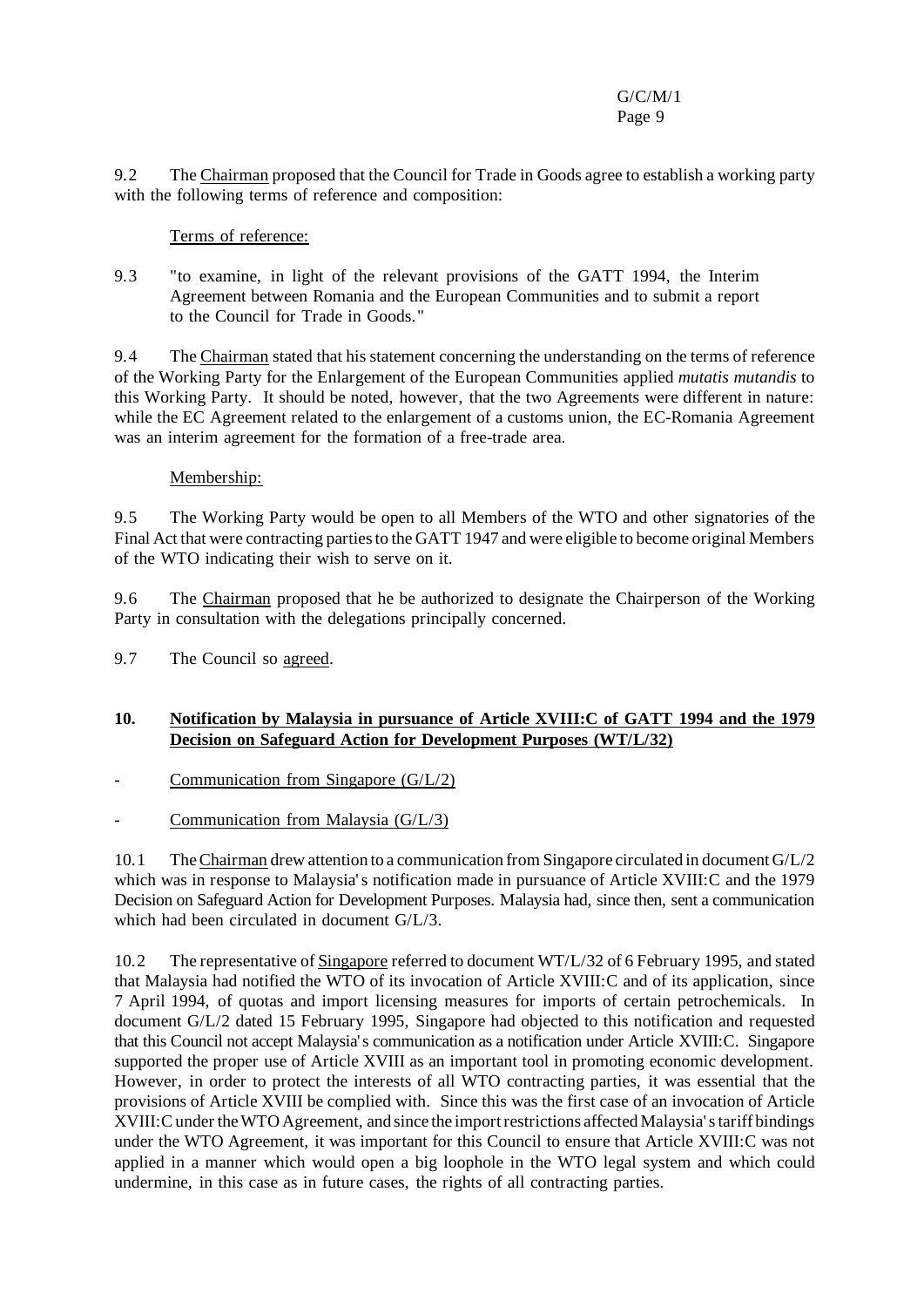9.2 The Chairman proposed that the Council for Trade in Goods agree to establish a working party with the following terms of reference and composition:

Terms of reference:

9.3 "to examine, in light of the relevant provisions of the GATT 1994, the Interim Agreement between Romania and the European Communities and to submit a report to the Council for Trade in Goods."

9.4 The Chairman stated that his statement concerning the understanding on the terms of reference of the Working Party for the Enlargement of the European Communities applied *mutatis mutandis* to this Working Party. It should be noted, however, that the two Agreements were different in nature: while the EC Agreement related to the enlargement of a customs union, the EC-Romania Agreement was an interim agreement for the formation of a free-trade area.

Membership:

9.5 The Working Party would be open to all Members of the WTO and other signatories of the Final Act that were contracting parties to the GATT 1947 and were eligible to become original Members of the WTO indicating their wish to serve on it.

9.6 The Chairman proposed that he be authorized to designate the Chairperson of the Working Party in consultation with the delegations principally concerned.

9.7 The Council so agreed.

## 10. Notification by Malaysia in pursuance of Article XVIII:C of GATT 1994 and the 1979 Decision on Safeguard Action for Development Purposes (WT/L/32)

- Communication from Singapore (G/L/2)

- Communication from Malaysia (G/L/3)

10.1 The Chairman drew attention to a communication from Singapore circulated in document G/L/2 which was in response to Malaysia's notification made in pursuance of Article XVIII:C and the 1979 Decision on Safeguard Action for Development Purposes. Malaysia had, since then, sent a communication which had been circulated in document G/L/3.

10.2 The representative of Singapore referred to document WT/L/32 of 6 February 1995, and stated that Malaysia had notified the WTO of its invocation of Article XVIII:C and of its application, since 7 April 1994, of quotas and import licensing measures for imports of certain petrochemicals. In document G/L/2 dated 15 February 1995, Singapore had objected to this notification and requested that this Council not accept Malaysia's communication as a notification under Article XVIII:C. Singapore supported the proper use of Article XVIII as an important tool in promoting economic development. However, in order to protect the interests of all WTO contracting parties, it was essential that the provisions of Article XVIII be complied with. Since this was the first case of an invocation of Article XVIII:C under the WTO Agreement, and since the import restrictions affected Malaysia's tariff bindings under the WTO Agreement, it was important for this Council to ensure that Article XVIII:C was not applied in a manner which would open a big loophole in the WTO legal system and which could undermine, in this case as in future cases, the rights of all contracting parties.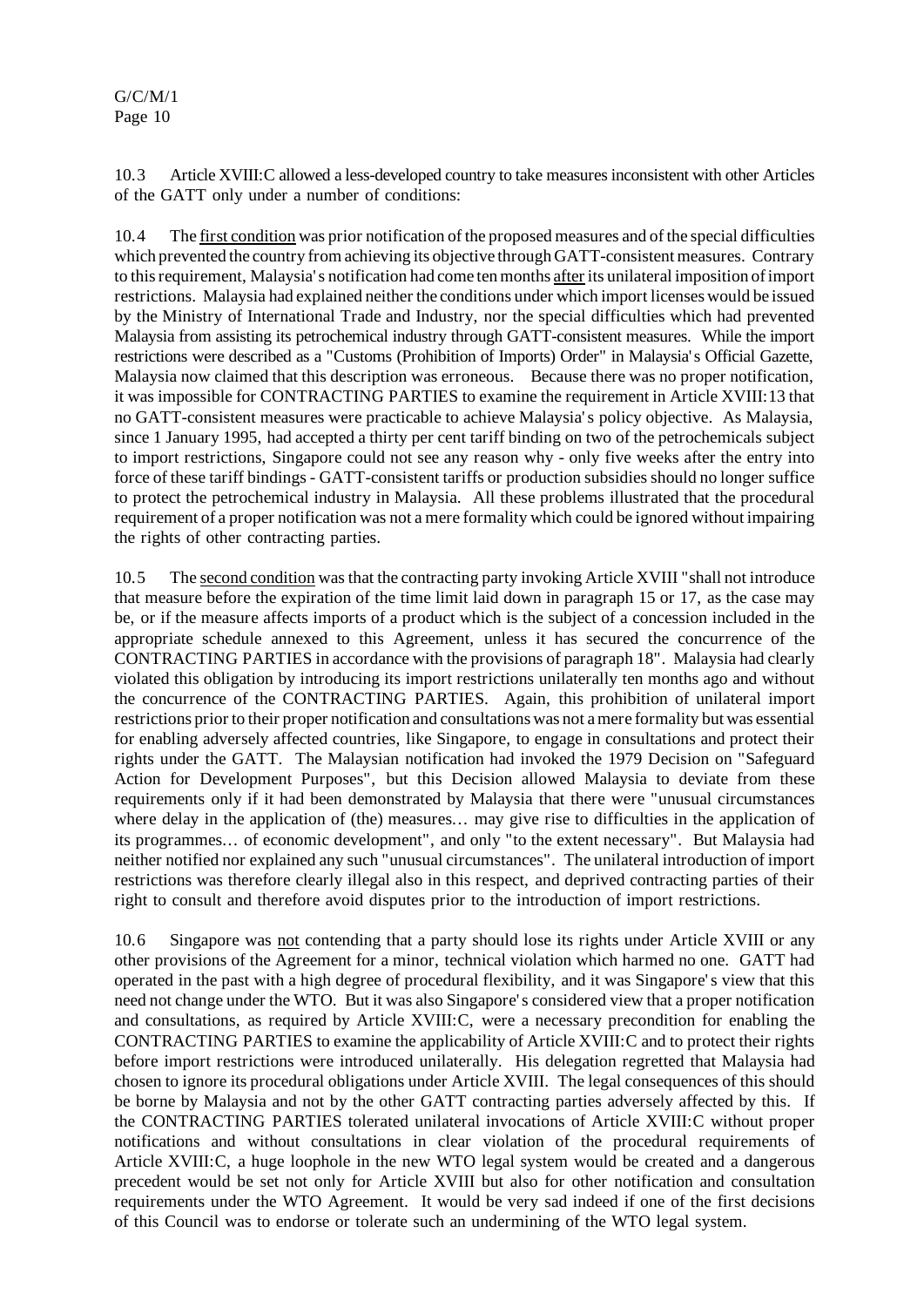10.3 Article XVIII:C allowed a less-developed country to take measures inconsistent with other Articles of the GATT only under a number of conditions:

10.4 The first condition was prior notification of the proposed measures and of the special difficulties which prevented the country from achieving its objective through GATT-consistent measures. Contrary to this requirement, Malaysia's notification had come ten months after its unilateral imposition of import restrictions. Malaysia had explained neither the conditions under which import licenses would be issued by the Ministry of International Trade and Industry, nor the special difficulties which had prevented Malaysia from assisting its petrochemical industry through GATT-consistent measures. While the import restrictions were described as a "Customs (Prohibition of Imports) Order" in Malaysia's Official Gazette, Malaysia now claimed that this description was erroneous. Because there was no proper notification, it was impossible for CONTRACTING PARTIES to examine the requirement in Article XVIII:13 that no GATT-consistent measures were practicable to achieve Malaysia's policy objective. As Malaysia, since 1 January 1995, had accepted a thirty per cent tariff binding on two of the petrochemicals subject to import restrictions, Singapore could not see any reason why - only five weeks after the entry into force of these tariff bindings - GATT-consistent tariffs or production subsidies should no longer suffice to protect the petrochemical industry in Malaysia. All these problems illustrated that the procedural requirement of a proper notification was not a mere formality which could be ignored without impairing the rights of other contracting parties.

10.5 The second condition was that the contracting party invoking Article XVIII "shall not introduce that measure before the expiration of the time limit laid down in paragraph 15 or 17, as the case may be, or if the measure affects imports of a product which is the subject of a concession included in the appropriate schedule annexed to this Agreement, unless it has secured the concurrence of the CONTRACTING PARTIES in accordance with the provisions of paragraph 18". Malaysia had clearly violated this obligation by introducing its import restrictions unilaterally ten months ago and without the concurrence of the CONTRACTING PARTIES. Again, this prohibition of unilateral import restrictions prior to their proper notification and consultations was not a mere formality but was essential for enabling adversely affected countries, like Singapore, to engage in consultations and protect their rights under the GATT. The Malaysian notification had invoked the 1979 Decision on "Safeguard Action for Development Purposes", but this Decision allowed Malaysia to deviate from these requirements only if it had been demonstrated by Malaysia that there were "unusual circumstances where delay in the application of (the) measures… may give rise to difficulties in the application of its programmes… of economic development", and only "to the extent necessary". But Malaysia had neither notified nor explained any such "unusual circumstances". The unilateral introduction of import restrictions was therefore clearly illegal also in this respect, and deprived contracting parties of their right to consult and therefore avoid disputes prior to the introduction of import restrictions.

10.6 Singapore was not contending that a party should lose its rights under Article XVIII or any other provisions of the Agreement for a minor, technical violation which harmed no one. GATT had operated in the past with a high degree of procedural flexibility, and it was Singapore's view that this need not change under the WTO. But it was also Singapore's considered view that a proper notification and consultations, as required by Article XVIII:C, were a necessary precondition for enabling the CONTRACTING PARTIES to examine the applicability of Article XVIII:C and to protect their rights before import restrictions were introduced unilaterally. His delegation regretted that Malaysia had chosen to ignore its procedural obligations under Article XVIII. The legal consequences of this should be borne by Malaysia and not by the other GATT contracting parties adversely affected by this. If the CONTRACTING PARTIES tolerated unilateral invocations of Article XVIII:C without proper notifications and without consultations in clear violation of the procedural requirements of Article XVIII:C, a huge loophole in the new WTO legal system would be created and a dangerous precedent would be set not only for Article XVIII but also for other notification and consultation requirements under the WTO Agreement. It would be very sad indeed if one of the first decisions of this Council was to endorse or tolerate such an undermining of the WTO legal system.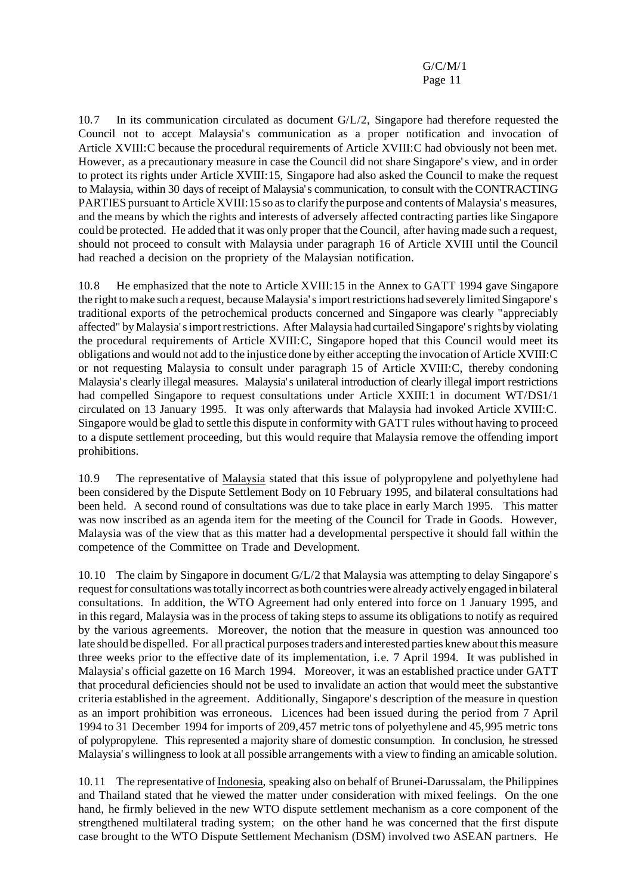10.7 In its communication circulated as document G/L/2, Singapore had therefore requested the Council not to accept Malaysia's communication as a proper notification and invocation of Article XVIII:C because the procedural requirements of Article XVIII:C had obviously not been met. However, as a precautionary measure in case the Council did not share Singapore's view, and in order to protect its rights under Article XVIII:15, Singapore had also asked the Council to make the request to Malaysia, within 30 days of receipt of Malaysia's communication, to consult with the CONTRACTING PARTIES pursuant to Article XVIII:15 so as to clarify the purpose and contents of Malaysia's measures, and the means by which the rights and interests of adversely affected contracting parties like Singapore could be protected. He added that it was only proper that the Council, after having made such a request, should not proceed to consult with Malaysia under paragraph 16 of Article XVIII until the Council had reached a decision on the propriety of the Malaysian notification.

10.8 He emphasized that the note to Article XVIII:15 in the Annex to GATT 1994 gave Singapore the right to make such a request, because Malaysia's import restrictions had severely limited Singapore's traditional exports of the petrochemical products concerned and Singapore was clearly "appreciably affected" by Malaysia's import restrictions. After Malaysia had curtailed Singapore's rights by violating the procedural requirements of Article XVIII:C, Singapore hoped that this Council would meet its obligations and would not add to the injustice done by either accepting the invocation of Article XVIII:C or not requesting Malaysia to consult under paragraph 15 of Article XVIII:C, thereby condoning Malaysia's clearly illegal measures. Malaysia's unilateral introduction of clearly illegal import restrictions had compelled Singapore to request consultations under Article XXIII:1 in document WT/DS1/1 circulated on 13 January 1995. It was only afterwards that Malaysia had invoked Article XVIII:C. Singapore would be glad to settle this dispute in conformity with GATT rules without having to proceed to a dispute settlement proceeding, but this would require that Malaysia remove the offending import prohibitions.

10.9 The representative of Malaysia stated that this issue of polypropylene and polyethylene had been considered by the Dispute Settlement Body on 10 February 1995, and bilateral consultations had been held. A second round of consultations was due to take place in early March 1995. This matter was now inscribed as an agenda item for the meeting of the Council for Trade in Goods. However, Malaysia was of the view that as this matter had a developmental perspective it should fall within the competence of the Committee on Trade and Development.

10.10 The claim by Singapore in document G/L/2 that Malaysia was attempting to delay Singapore's request for consultations was totally incorrect as both countries were already actively engaged in bilateral consultations. In addition, the WTO Agreement had only entered into force on 1 January 1995, and in this regard, Malaysia was in the process of taking steps to assume its obligations to notify as required by the various agreements. Moreover, the notion that the measure in question was announced too late should be dispelled. For all practical purposes traders and interested parties knew about this measure three weeks prior to the effective date of its implementation, i.e. 7 April 1994. It was published in Malaysia's official gazette on 16 March 1994. Moreover, it was an established practice under GATT that procedural deficiencies should not be used to invalidate an action that would meet the substantive criteria established in the agreement. Additionally, Singapore's description of the measure in question as an import prohibition was erroneous. Licences had been issued during the period from 7 April 1994 to 31 December 1994 for imports of 209,457 metric tons of polyethylene and 45,995 metric tons of polypropylene. This represented a majority share of domestic consumption. In conclusion, he stressed Malaysia's willingness to look at all possible arrangements with a view to finding an amicable solution.

10.11 The representative of Indonesia, speaking also on behalf of Brunei-Darussalam, the Philippines and Thailand stated that he viewed the matter under consideration with mixed feelings. On the one hand, he firmly believed in the new WTO dispute settlement mechanism as a core component of the strengthened multilateral trading system; on the other hand he was concerned that the first dispute case brought to the WTO Dispute Settlement Mechanism (DSM) involved two ASEAN partners. He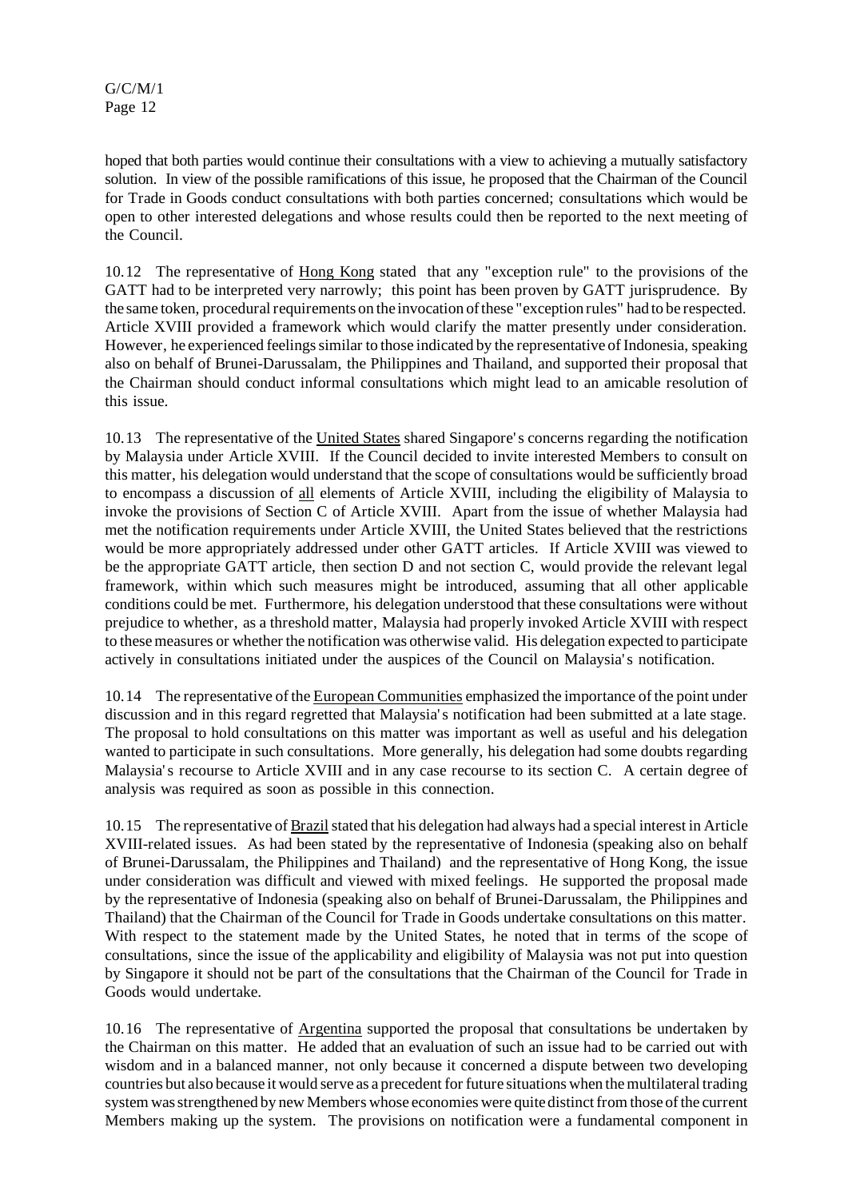hoped that both parties would continue their consultations with a view to achieving a mutually satisfactory solution. In view of the possible ramifications of this issue, he proposed that the Chairman of the Council for Trade in Goods conduct consultations with both parties concerned; consultations which would be open to other interested delegations and whose results could then be reported to the next meeting of the Council.

10.12 The representative of Hong Kong stated that any "exception rule" to the provisions of the GATT had to be interpreted very narrowly; this point has been proven by GATT jurisprudence. By the same token, procedural requirements on the invocation of these "exception rules" had to be respected. Article XVIII provided a framework which would clarify the matter presently under consideration. However, he experienced feelings similar to those indicated by the representative of Indonesia, speaking also on behalf of Brunei-Darussalam, the Philippines and Thailand, and supported their proposal that the Chairman should conduct informal consultations which might lead to an amicable resolution of this issue.

10.13 The representative of the United States shared Singapore's concerns regarding the notification by Malaysia under Article XVIII. If the Council decided to invite interested Members to consult on this matter, his delegation would understand that the scope of consultations would be sufficiently broad to encompass a discussion of all elements of Article XVIII, including the eligibility of Malaysia to invoke the provisions of Section C of Article XVIII. Apart from the issue of whether Malaysia had met the notification requirements under Article XVIII, the United States believed that the restrictions would be more appropriately addressed under other GATT articles. If Article XVIII was viewed to be the appropriate GATT article, then section D and not section C, would provide the relevant legal framework, within which such measures might be introduced, assuming that all other applicable conditions could be met. Furthermore, his delegation understood that these consultations were without prejudice to whether, as a threshold matter, Malaysia had properly invoked Article XVIII with respect to these measures or whether the notification was otherwise valid. His delegation expected to participate actively in consultations initiated under the auspices of the Council on Malaysia's notification.

10.14 The representative of the European Communities emphasized the importance of the point under discussion and in this regard regretted that Malaysia's notification had been submitted at a late stage. The proposal to hold consultations on this matter was important as well as useful and his delegation wanted to participate in such consultations. More generally, his delegation had some doubts regarding Malaysia's recourse to Article XVIII and in any case recourse to its section C. A certain degree of analysis was required as soon as possible in this connection.

10.15 The representative of Brazil stated that his delegation had always had a special interest in Article XVIII-related issues. As had been stated by the representative of Indonesia (speaking also on behalf of Brunei-Darussalam, the Philippines and Thailand) and the representative of Hong Kong, the issue under consideration was difficult and viewed with mixed feelings. He supported the proposal made by the representative of Indonesia (speaking also on behalf of Brunei-Darussalam, the Philippines and Thailand) that the Chairman of the Council for Trade in Goods undertake consultations on this matter. With respect to the statement made by the United States, he noted that in terms of the scope of consultations, since the issue of the applicability and eligibility of Malaysia was not put into question by Singapore it should not be part of the consultations that the Chairman of the Council for Trade in Goods would undertake.

10.16 The representative of Argentina supported the proposal that consultations be undertaken by the Chairman on this matter. He added that an evaluation of such an issue had to be carried out with wisdom and in a balanced manner, not only because it concerned a dispute between two developing countries but also because it would serve as a precedent for future situations when the multilateral trading system was strengthened by new Members whose economies were quite distinct from those of the current Members making up the system. The provisions on notification were a fundamental component in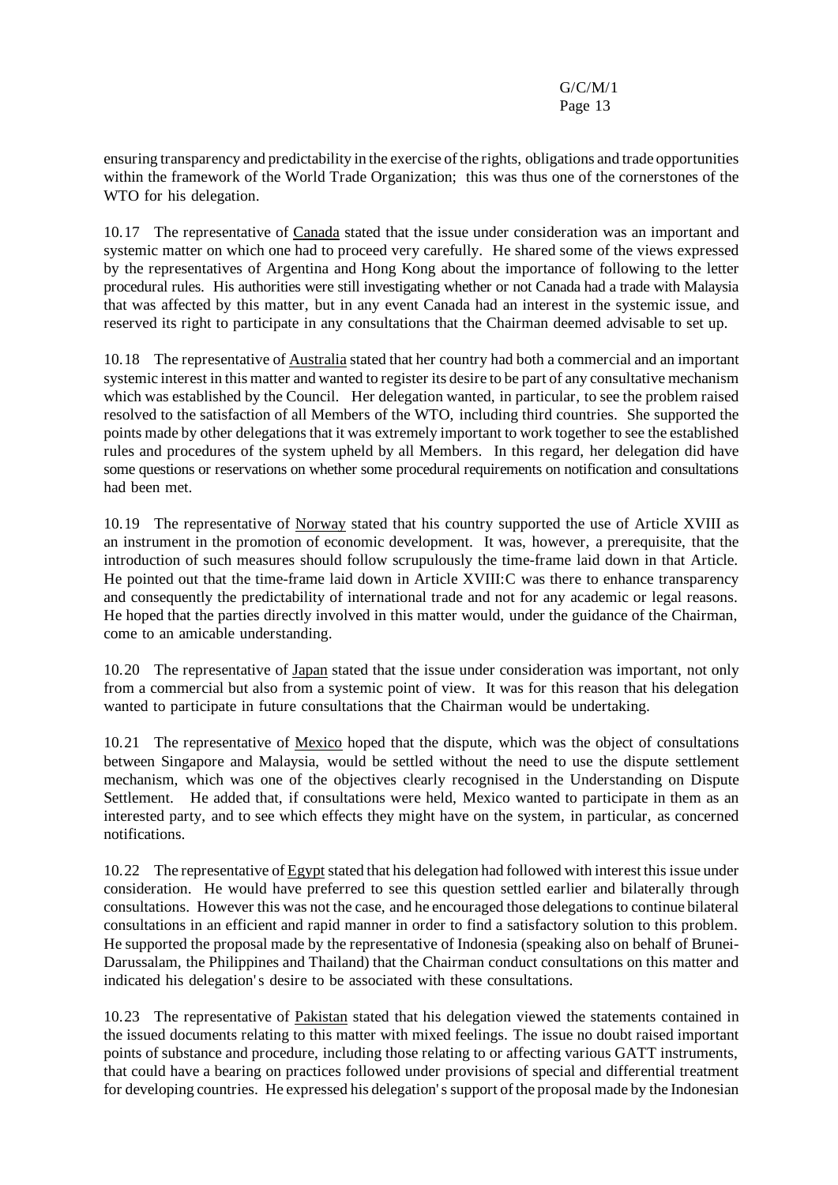ensuring transparency and predictability in the exercise of the rights, obligations and trade opportunities within the framework of the World Trade Organization; this was thus one of the cornerstones of the WTO for his delegation.

10.17 The representative of Canada stated that the issue under consideration was an important and systemic matter on which one had to proceed very carefully. He shared some of the views expressed by the representatives of Argentina and Hong Kong about the importance of following to the letter procedural rules. His authorities were still investigating whether or not Canada had a trade with Malaysia that was affected by this matter, but in any event Canada had an interest in the systemic issue, and reserved its right to participate in any consultations that the Chairman deemed advisable to set up.

10.18 The representative of Australia stated that her country had both a commercial and an important systemic interest in this matter and wanted to register its desire to be part of any consultative mechanism which was established by the Council. Her delegation wanted, in particular, to see the problem raised resolved to the satisfaction of all Members of the WTO, including third countries. She supported the points made by other delegations that it was extremely important to work together to see the established rules and procedures of the system upheld by all Members. In this regard, her delegation did have some questions or reservations on whether some procedural requirements on notification and consultations had been met.

10.19 The representative of Norway stated that his country supported the use of Article XVIII as an instrument in the promotion of economic development. It was, however, a prerequisite, that the introduction of such measures should follow scrupulously the time-frame laid down in that Article. He pointed out that the time-frame laid down in Article XVIII:C was there to enhance transparency and consequently the predictability of international trade and not for any academic or legal reasons. He hoped that the parties directly involved in this matter would, under the guidance of the Chairman, come to an amicable understanding.

10.20 The representative of Japan stated that the issue under consideration was important, not only from a commercial but also from a systemic point of view. It was for this reason that his delegation wanted to participate in future consultations that the Chairman would be undertaking.

10.21 The representative of Mexico hoped that the dispute, which was the object of consultations between Singapore and Malaysia, would be settled without the need to use the dispute settlement mechanism, which was one of the objectives clearly recognised in the Understanding on Dispute Settlement. He added that, if consultations were held, Mexico wanted to participate in them as an interested party, and to see which effects they might have on the system, in particular, as concerned notifications.

10.22 The representative of Egypt stated that his delegation had followed with interest this issue under consideration. He would have preferred to see this question settled earlier and bilaterally through consultations. However this was not the case, and he encouraged those delegations to continue bilateral consultations in an efficient and rapid manner in order to find a satisfactory solution to this problem. He supported the proposal made by the representative of Indonesia (speaking also on behalf of Brunei-Darussalam, the Philippines and Thailand) that the Chairman conduct consultations on this matter and indicated his delegation's desire to be associated with these consultations.

10.23 The representative of Pakistan stated that his delegation viewed the statements contained in the issued documents relating to this matter with mixed feelings. The issue no doubt raised important points of substance and procedure, including those relating to or affecting various GATT instruments, that could have a bearing on practices followed under provisions of special and differential treatment for developing countries. He expressed his delegation's support of the proposal made by the Indonesian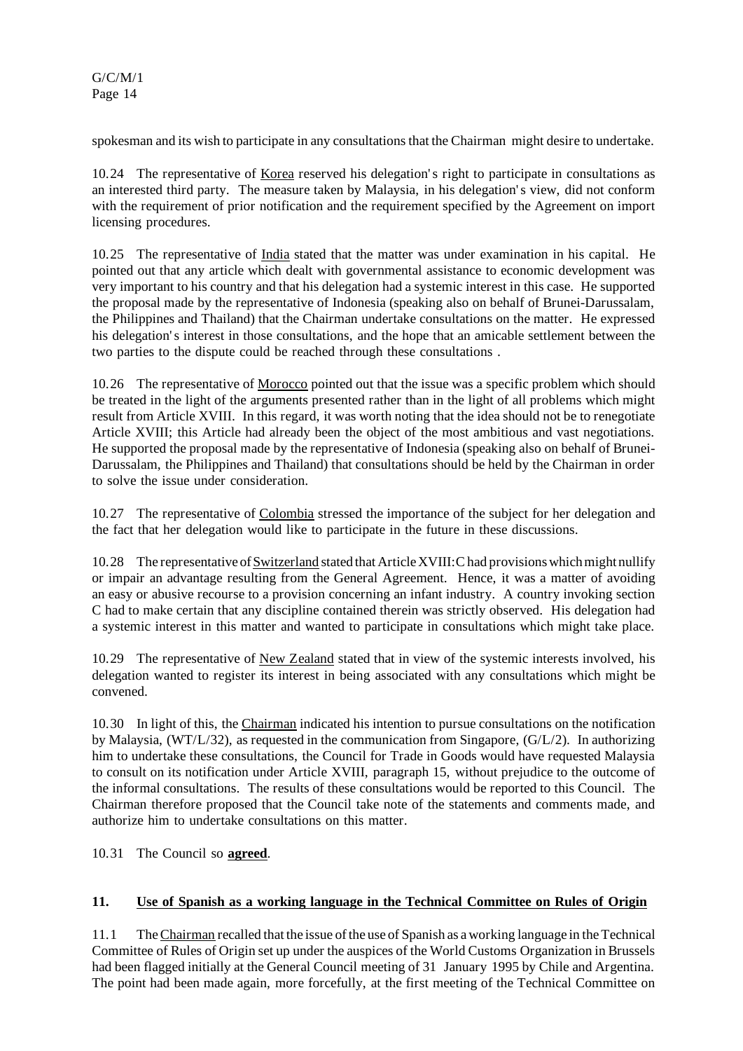spokesman and its wish to participate in any consultations that the Chairman might desire to undertake.

10.24 The representative of Korea reserved his delegation's right to participate in consultations as an interested third party. The measure taken by Malaysia, in his delegation's view, did not conform with the requirement of prior notification and the requirement specified by the Agreement on import licensing procedures.

10.25 The representative of India stated that the matter was under examination in his capital. He pointed out that any article which dealt with governmental assistance to economic development was very important to his country and that his delegation had a systemic interest in this case. He supported the proposal made by the representative of Indonesia (speaking also on behalf of Brunei-Darussalam, the Philippines and Thailand) that the Chairman undertake consultations on the matter. He expressed his delegation's interest in those consultations, and the hope that an amicable settlement between the two parties to the dispute could be reached through these consultations .

10.26 The representative of Morocco pointed out that the issue was a specific problem which should be treated in the light of the arguments presented rather than in the light of all problems which might result from Article XVIII. In this regard, it was worth noting that the idea should not be to renegotiate Article XVIII; this Article had already been the object of the most ambitious and vast negotiations. He supported the proposal made by the representative of Indonesia (speaking also on behalf of Brunei-Darussalam, the Philippines and Thailand) that consultations should be held by the Chairman in order to solve the issue under consideration.

10.27 The representative of Colombia stressed the importance of the subject for her delegation and the fact that her delegation would like to participate in the future in these discussions.

10.28 The representative of Switzerland stated that Article XVIII:C had provisions which might nullify or impair an advantage resulting from the General Agreement. Hence, it was a matter of avoiding an easy or abusive recourse to a provision concerning an infant industry. A country invoking section C had to make certain that any discipline contained therein was strictly observed. His delegation had a systemic interest in this matter and wanted to participate in consultations which might take place.

10.29 The representative of New Zealand stated that in view of the systemic interests involved, his delegation wanted to register its interest in being associated with any consultations which might be convened.

10.30 In light of this, the Chairman indicated his intention to pursue consultations on the notification by Malaysia, (WT/L/32), as requested in the communication from Singapore, (G/L/2). In authorizing him to undertake these consultations, the Council for Trade in Goods would have requested Malaysia to consult on its notification under Article XVIII, paragraph 15, without prejudice to the outcome of the informal consultations. The results of these consultations would be reported to this Council. The Chairman therefore proposed that the Council take note of the statements and comments made, and authorize him to undertake consultations on this matter.

10.31 The Council so **agreed**.

## 11. Use of Spanish as a working language in the Technical Committee on Rules of Origin

11.1 The Chairman recalled that the issue of the use of Spanish as a working language in the Technical Committee of Rules of Origin set up under the auspices of the World Customs Organization in Brussels had been flagged initially at the General Council meeting of 31 January 1995 by Chile and Argentina. The point had been made again, more forcefully, at the first meeting of the Technical Committee on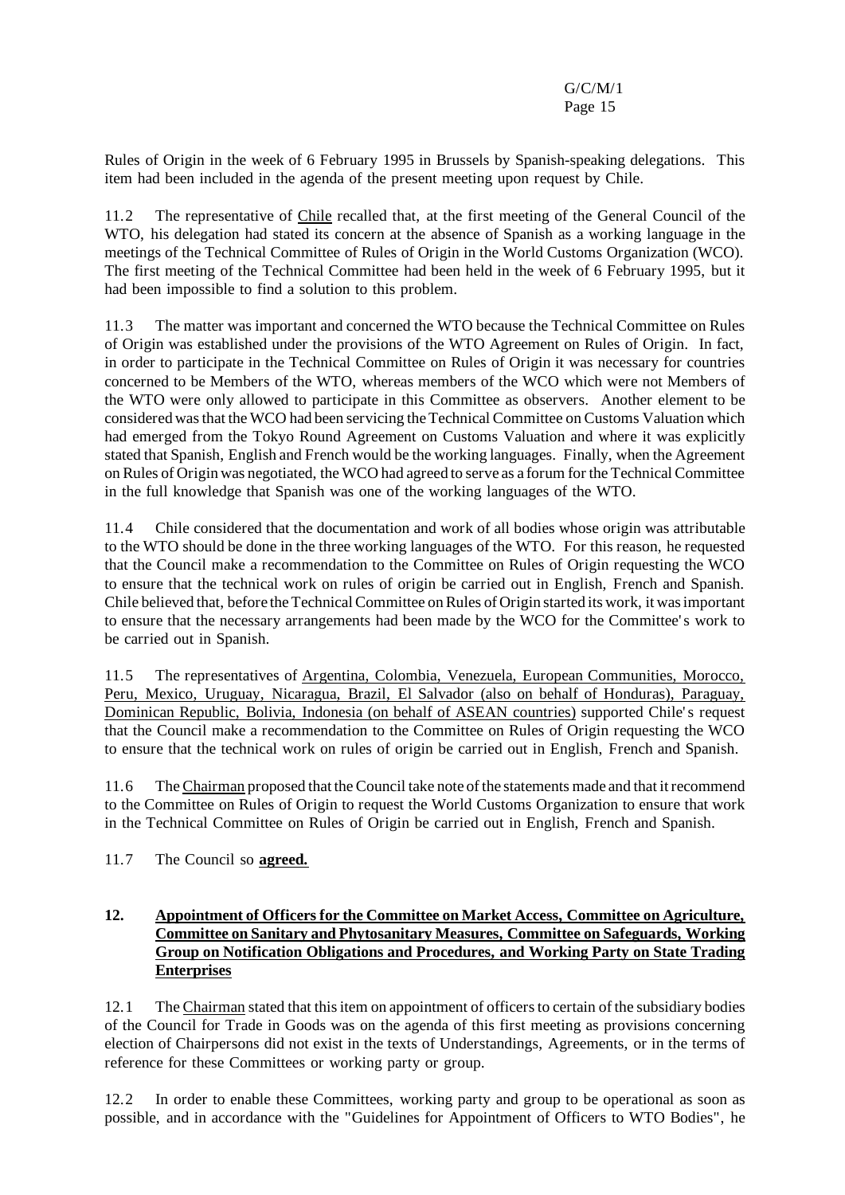Rules of Origin in the week of 6 February 1995 in Brussels by Spanish-speaking delegations. This item had been included in the agenda of the present meeting upon request by Chile.

11.2 The representative of Chile recalled that, at the first meeting of the General Council of the WTO, his delegation had stated its concern at the absence of Spanish as a working language in the meetings of the Technical Committee of Rules of Origin in the World Customs Organization (WCO). The first meeting of the Technical Committee had been held in the week of 6 February 1995, but it had been impossible to find a solution to this problem.

11.3 The matter was important and concerned the WTO because the Technical Committee on Rules of Origin was established under the provisions of the WTO Agreement on Rules of Origin. In fact, in order to participate in the Technical Committee on Rules of Origin it was necessary for countries concerned to be Members of the WTO, whereas members of the WCO which were not Members of the WTO were only allowed to participate in this Committee as observers. Another element to be considered was that the WCO had been servicing the Technical Committee on Customs Valuation which had emerged from the Tokyo Round Agreement on Customs Valuation and where it was explicitly stated that Spanish, English and French would be the working languages. Finally, when the Agreement on Rules of Origin was negotiated, the WCO had agreed to serve as a forum for the Technical Committee in the full knowledge that Spanish was one of the working languages of the WTO.

11.4 Chile considered that the documentation and work of all bodies whose origin was attributable to the WTO should be done in the three working languages of the WTO. For this reason, he requested that the Council make a recommendation to the Committee on Rules of Origin requesting the WCO to ensure that the technical work on rules of origin be carried out in English, French and Spanish. Chile believed that, before the Technical Committee on Rules of Origin started its work, it was important to ensure that the necessary arrangements had been made by the WCO for the Committee's work to be carried out in Spanish.

11.5 The representatives of Argentina, Colombia, Venezuela, European Communities, Morocco, Peru, Mexico, Uruguay, Nicaragua, Brazil, El Salvador (also on behalf of Honduras), Paraguay, Dominican Republic, Bolivia, Indonesia (on behalf of ASEAN countries) supported Chile's request that the Council make a recommendation to the Committee on Rules of Origin requesting the WCO to ensure that the technical work on rules of origin be carried out in English, French and Spanish.

11.6 The Chairman proposed that the Council take note of the statements made and that it recommend to the Committee on Rules of Origin to request the World Customs Organization to ensure that work in the Technical Committee on Rules of Origin be carried out in English, French and Spanish.

11.7 The Council so **agreed.**

## 12. Appointment of Officers for the Committee on Market Access, Committee on Agriculture, Committee on Sanitary and Phytosanitary Measures, Committee on Safeguards, Working Group on Notification Obligations and Procedures, and Working Party on State Trading Enterprises

12.1 The Chairman stated that this item on appointment of officers to certain of the subsidiary bodies of the Council for Trade in Goods was on the agenda of this first meeting as provisions concerning election of Chairpersons did not exist in the texts of Understandings, Agreements, or in the terms of reference for these Committees or working party or group.

12.2 In order to enable these Committees, working party and group to be operational as soon as possible, and in accordance with the "Guidelines for Appointment of Officers to WTO Bodies", he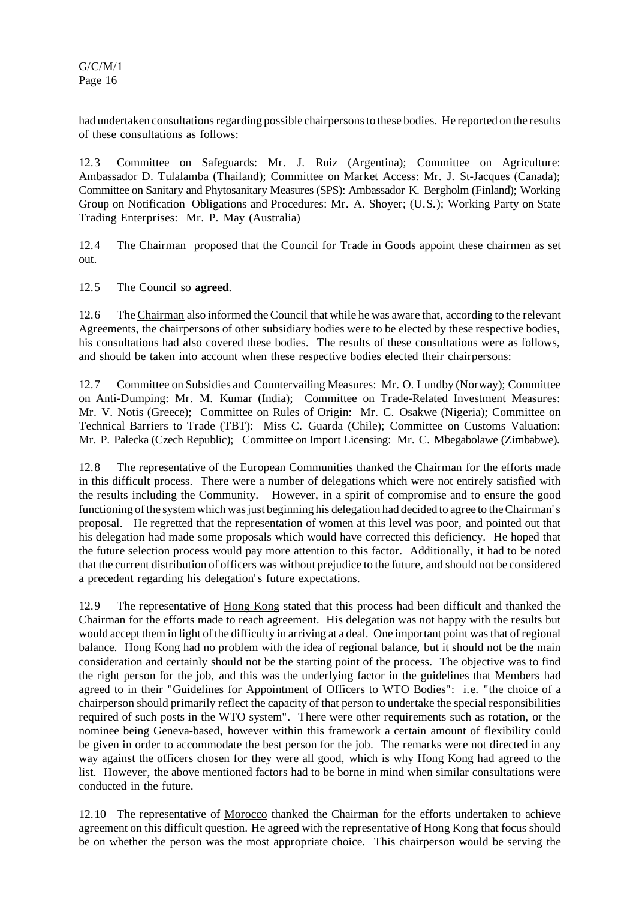had undertaken consultations regarding possible chairpersons to these bodies. He reported on the results of these consultations as follows:

12.3 Committee on Safeguards: Mr. J. Ruiz (Argentina); Committee on Agriculture: Ambassador D. Tulalamba (Thailand); Committee on Market Access: Mr. J. St-Jacques (Canada); Committee on Sanitary and Phytosanitary Measures (SPS): Ambassador K. Bergholm (Finland); Working Group on Notification Obligations and Procedures: Mr. A. Shoyer; (U.S.); Working Party on State Trading Enterprises: Mr. P. May (Australia)

12.4 The Chairman proposed that the Council for Trade in Goods appoint these chairmen as set out.

12.5 The Council so **agreed**.

12.6 The Chairman also informed the Council that while he was aware that, according to the relevant Agreements, the chairpersons of other subsidiary bodies were to be elected by these respective bodies, his consultations had also covered these bodies. The results of these consultations were as follows, and should be taken into account when these respective bodies elected their chairpersons:

12.7 Committee on Subsidies and Countervailing Measures: Mr. O. Lundby (Norway); Committee on Anti-Dumping: Mr. M. Kumar (India); Committee on Trade-Related Investment Measures: Mr. V. Notis (Greece); Committee on Rules of Origin: Mr. C. Osakwe (Nigeria); Committee on Technical Barriers to Trade (TBT): Miss C. Guarda (Chile); Committee on Customs Valuation: Mr. P. Palecka (Czech Republic); Committee on Import Licensing: Mr. C. Mbegabolawe (Zimbabwe).

12.8 The representative of the European Communities thanked the Chairman for the efforts made in this difficult process. There were a number of delegations which were not entirely satisfied with the results including the Community. However, in a spirit of compromise and to ensure the good functioning of the system which was just beginning his delegation had decided to agree to the Chairman's proposal. He regretted that the representation of women at this level was poor, and pointed out that his delegation had made some proposals which would have corrected this deficiency. He hoped that the future selection process would pay more attention to this factor. Additionally, it had to be noted that the current distribution of officers was without prejudice to the future, and should not be considered a precedent regarding his delegation's future expectations.

12.9 The representative of Hong Kong stated that this process had been difficult and thanked the Chairman for the efforts made to reach agreement. His delegation was not happy with the results but would accept them in light of the difficulty in arriving at a deal. One important point was that of regional balance. Hong Kong had no problem with the idea of regional balance, but it should not be the main consideration and certainly should not be the starting point of the process. The objective was to find the right person for the job, and this was the underlying factor in the guidelines that Members had agreed to in their "Guidelines for Appointment of Officers to WTO Bodies": i.e. "the choice of a chairperson should primarily reflect the capacity of that person to undertake the special responsibilities required of such posts in the WTO system". There were other requirements such as rotation, or the nominee being Geneva-based, however within this framework a certain amount of flexibility could be given in order to accommodate the best person for the job. The remarks were not directed in any way against the officers chosen for they were all good, which is why Hong Kong had agreed to the list. However, the above mentioned factors had to be borne in mind when similar consultations were conducted in the future.

12.10 The representative of Morocco thanked the Chairman for the efforts undertaken to achieve agreement on this difficult question. He agreed with the representative of Hong Kong that focus should be on whether the person was the most appropriate choice. This chairperson would be serving the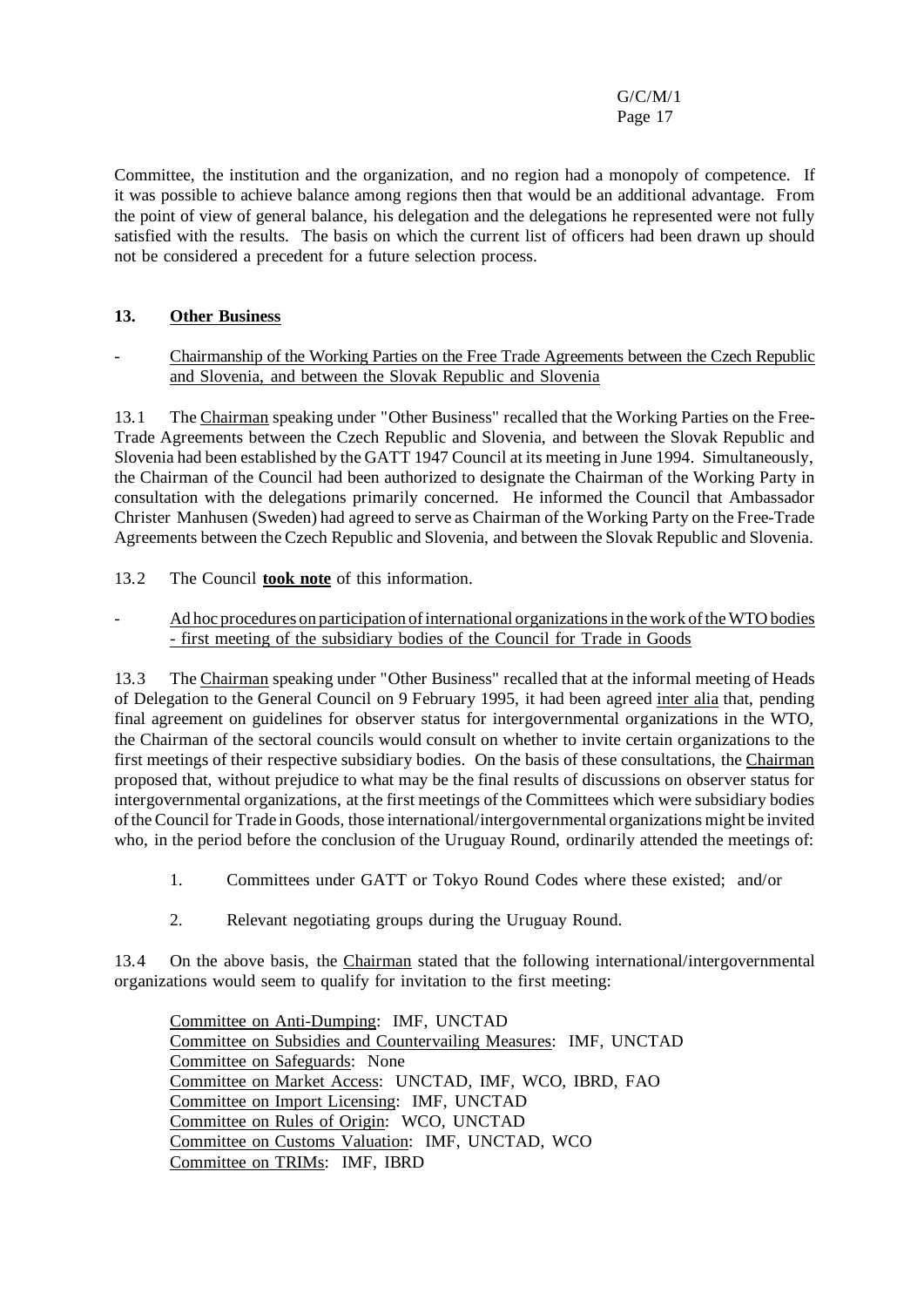Committee, the institution and the organization, and no region had a monopoly of competence. If it was possible to achieve balance among regions then that would be an additional advantage. From the point of view of general balance, his delegation and the delegations he represented were not fully satisfied with the results. The basis on which the current list of officers had been drawn up should not be considered a precedent for a future selection process.

## 13. Other Business

- Chairmanship of the Working Parties on the Free Trade Agreements between the Czech Republic and Slovenia, and between the Slovak Republic and Slovenia

13.1 The Chairman speaking under "Other Business" recalled that the Working Parties on the Free-Trade Agreements between the Czech Republic and Slovenia, and between the Slovak Republic and Slovenia had been established by the GATT 1947 Council at its meeting in June 1994. Simultaneously, the Chairman of the Council had been authorized to designate the Chairman of the Working Party in consultation with the delegations primarily concerned. He informed the Council that Ambassador Christer Manhusen (Sweden) had agreed to serve as Chairman of the Working Party on the Free-Trade Agreements between the Czech Republic and Slovenia, and between the Slovak Republic and Slovenia.

13.2 The Council **took note** of this information.

- Ad hoc procedures on participation of international organizations in the work of the WTO bodies - first meeting of the subsidiary bodies of the Council for Trade in Goods

13.3 The Chairman speaking under "Other Business" recalled that at the informal meeting of Heads of Delegation to the General Council on 9 February 1995, it had been agreed inter alia that, pending final agreement on guidelines for observer status for intergovernmental organizations in the WTO, the Chairman of the sectoral councils would consult on whether to invite certain organizations to the first meetings of their respective subsidiary bodies. On the basis of these consultations, the Chairman proposed that, without prejudice to what may be the final results of discussions on observer status for intergovernmental organizations, at the first meetings of the Committees which were subsidiary bodies of the Council for Trade in Goods, those international/intergovernmental organizations might be invited who, in the period before the conclusion of the Uruguay Round, ordinarily attended the meetings of:

1. Committees under GATT or Tokyo Round Codes where these existed; and/or
2. Relevant negotiating groups during the Uruguay Round.

13.4 On the above basis, the Chairman stated that the following international/intergovernmental organizations would seem to qualify for invitation to the first meeting:

Committee on Anti-Dumping: IMF, UNCTAD
Committee on Subsidies and Countervailing Measures: IMF, UNCTAD
Committee on Safeguards: None
Committee on Market Access: UNCTAD, IMF, WCO, IBRD, FAO
Committee on Import Licensing: IMF, UNCTAD
Committee on Rules of Origin: WCO, UNCTAD
Committee on Customs Valuation: IMF, UNCTAD, WCO
Committee on TRIMs: IMF, IBRD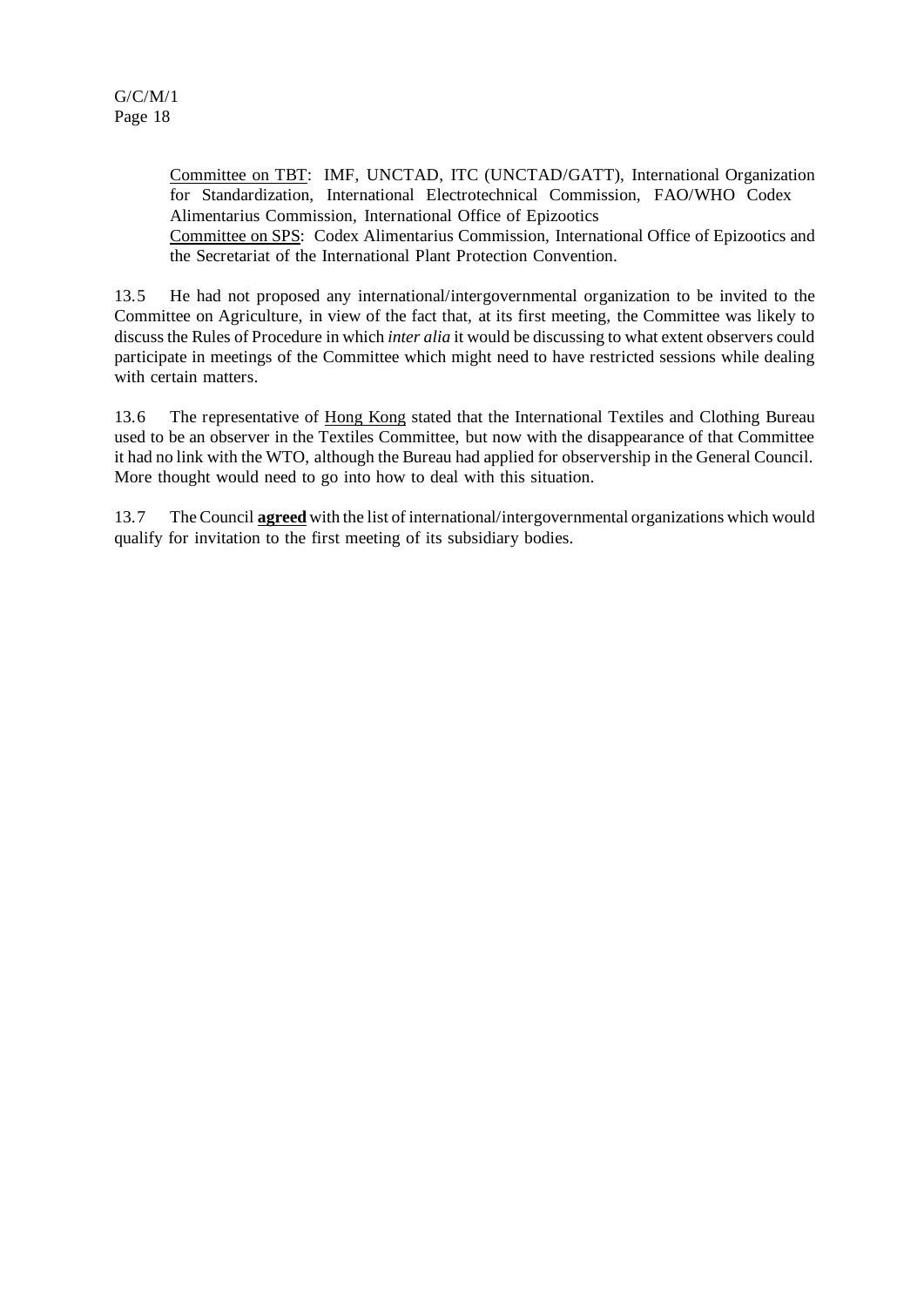Committee on TBT: IMF, UNCTAD, ITC (UNCTAD/GATT), International Organization for Standardization, International Electrotechnical Commission, FAO/WHO Codex Alimentarius Commission, International Office of Epizootics
Committee on SPS: Codex Alimentarius Commission, International Office of Epizootics and the Secretariat of the International Plant Protection Convention.

13.5 He had not proposed any international/intergovernmental organization to be invited to the Committee on Agriculture, in view of the fact that, at its first meeting, the Committee was likely to discuss the Rules of Procedure in which *inter alia* it would be discussing to what extent observers could participate in meetings of the Committee which might need to have restricted sessions while dealing with certain matters.

13.6 The representative of Hong Kong stated that the International Textiles and Clothing Bureau used to be an observer in the Textiles Committee, but now with the disappearance of that Committee it had no link with the WTO, although the Bureau had applied for observership in the General Council. More thought would need to go into how to deal with this situation.

13.7 The Council **agreed** with the list of international/intergovernmental organizations which would qualify for invitation to the first meeting of its subsidiary bodies.